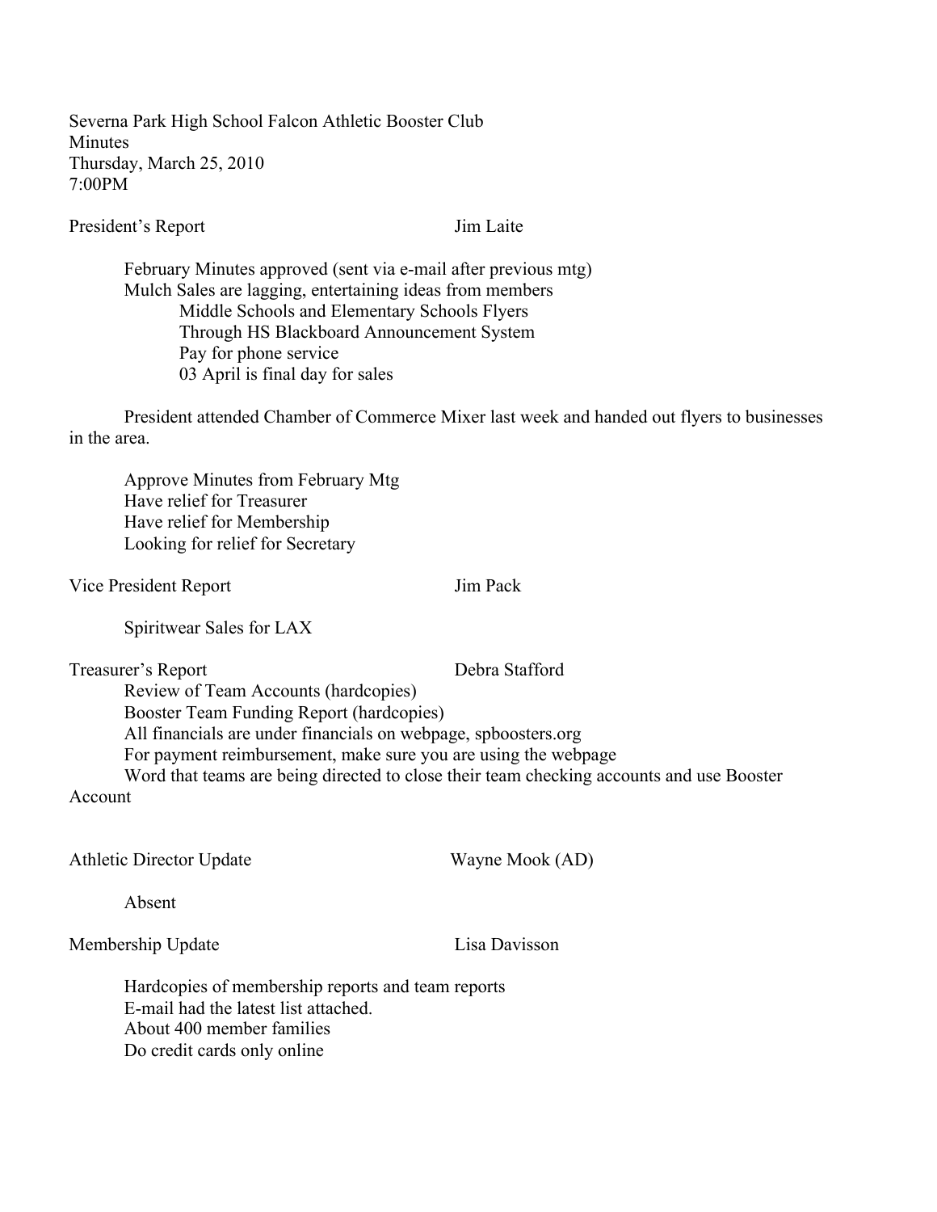Severna Park High School Falcon Athletic Booster Club
Minutes
Thursday, March 25, 2010
7:00PM

**President's Report** — Jim Laite

- February Minutes approved (sent via e-mail after previous mtg)
- Mulch Sales are lagging, entertaining ideas from members
  - Middle Schools and Elementary Schools Flyers
  - Through HS Blackboard Announcement System
  - Pay for phone service
  - 03 April is final day for sales

President attended Chamber of Commerce Mixer last week and handed out flyers to businesses in the area.

- Approve Minutes from February Mtg
- Have relief for Treasurer
- Have relief for Membership
- Looking for relief for Secretary

**Vice President Report** — Jim Pack

- Spiritwear Sales for LAX

**Treasurer's Report** — Debra Stafford

- Review of Team Accounts (hardcopies)
- Booster Team Funding Report (hardcopies)
- All financials are under financials on webpage, spboosters.org
- For payment reimbursement, make sure you are using the webpage
- Word that teams are being directed to close their team checking accounts and use Booster Account

**Athletic Director Update** — Wayne Mook (AD)

- Absent

**Membership Update** — Lisa Davisson

- Hardcopies of membership reports and team reports
- E-mail had the latest list attached.
- About 400 member families
- Do credit cards only online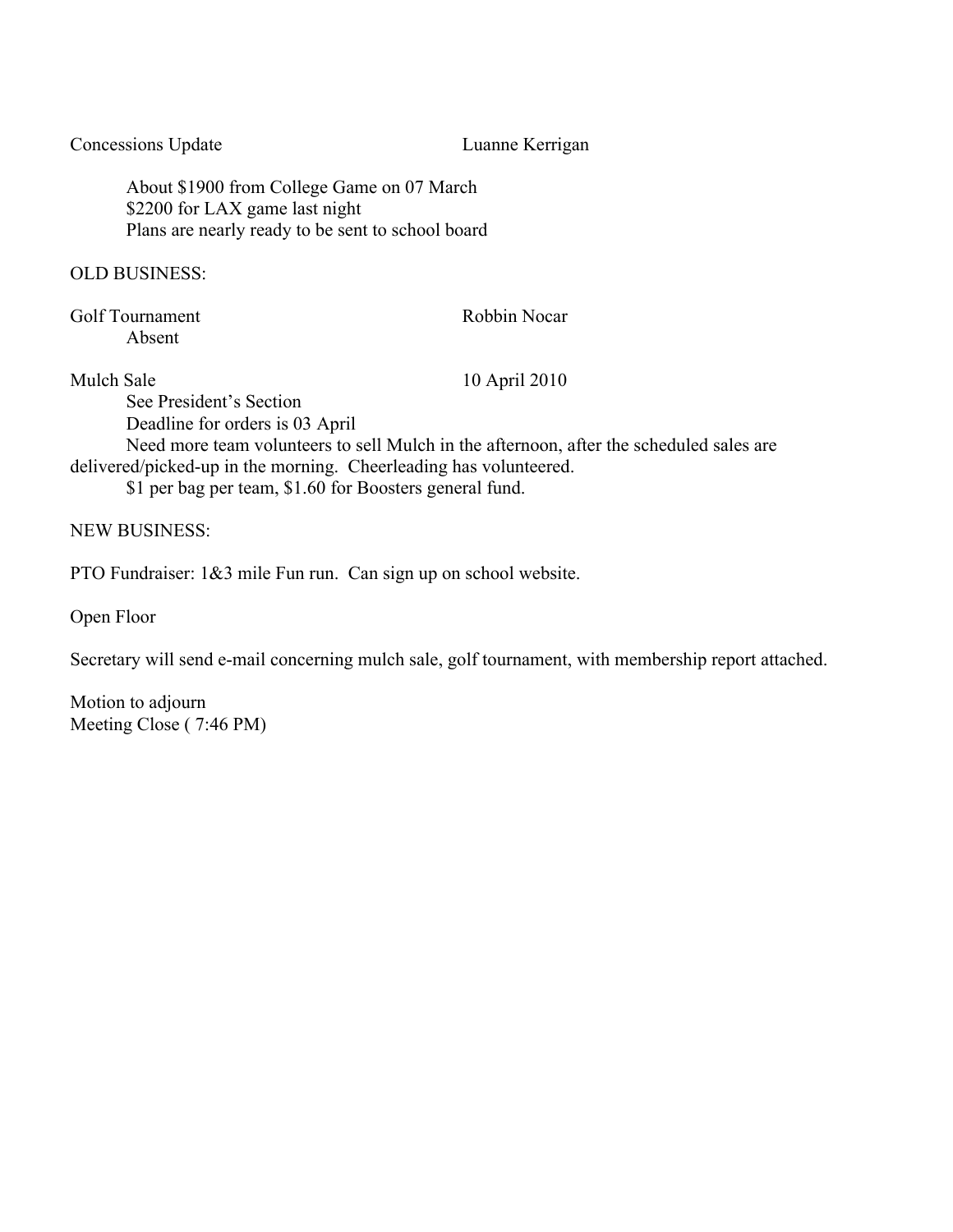Concessions Update Luanne Kerrigan

About $1900 from College Game on 07 March
$2200 for LAX game last night
Plans are nearly ready to be sent to school board

OLD BUSINESS:

Golf Tournament Robbin Nocar

Absent

Mulch Sale 10 April 2010

See President's Section
Deadline for orders is 03 April
Need more team volunteers to sell Mulch in the afternoon, after the scheduled sales are delivered/picked-up in the morning. Cheerleading has volunteered.
$1 per bag per team, $1.60 for Boosters general fund.

NEW BUSINESS:

PTO Fundraiser: 1&3 mile Fun run. Can sign up on school website.

Open Floor

Secretary will send e-mail concerning mulch sale, golf tournament, with membership report attached.

Motion to adjourn
Meeting Close ( 7:46 PM)